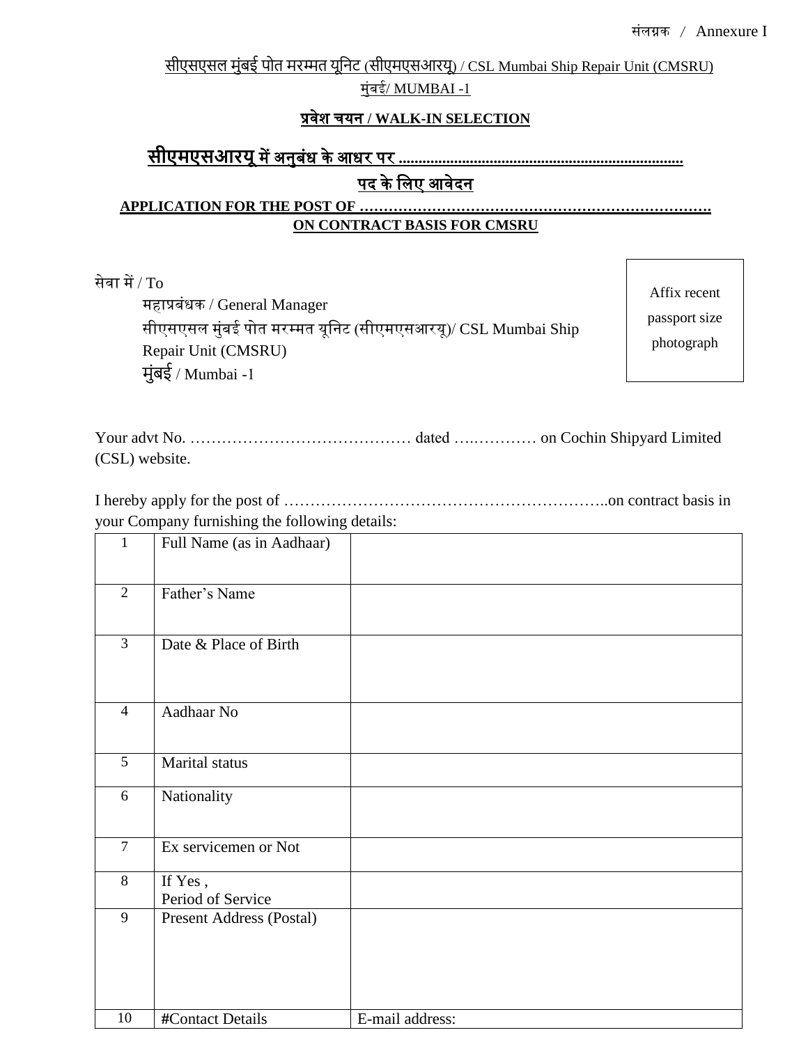संलग्नक / Annexure I

सीएसएसल मुंबई पोत मरम्मत यूनिट (सीएमएसआरयू) / CSL Mumbai Ship Repair Unit (CMSRU)

मुंबई/ MUMBAI -1

**प्रवेश चयन / WALK-IN SELECTION**

## सीएमएसआरयू में अनुबंध के आधर पर ........................................................................ पद के लिए आवेदन

**APPLICATION FOR THE POST OF ………………………………………………………………. ON CONTRACT BASIS FOR CMSRU**

Affix recent passport size photograph

सेवा में / To

महाप्रबंधक / General Manager
सीएसएसल मुंबई पोत मरम्मत यूनिट (सीएमएसआरयू)/ CSL Mumbai Ship Repair Unit (CMSRU)
मुंबई / Mumbai -1

Your advt No. …………………………………… dated ….………… on Cochin Shipyard Limited (CSL) website.

I hereby apply for the post of ……………………………………………………..on contract basis in your Company furnishing the following details:

| | | |
|---|---|---|
| 1 | Full Name (as in Aadhaar) | |
| 2 | Father's Name | |
| 3 | Date & Place of Birth | |
| 4 | Aadhaar No | |
| 5 | Marital status | |
| 6 | Nationality | |
| 7 | Ex servicemen or Not | |
| 8 | If Yes , Period of Service | |
| 9 | Present Address (Postal) | |
| 10 | #Contact Details | E-mail address: |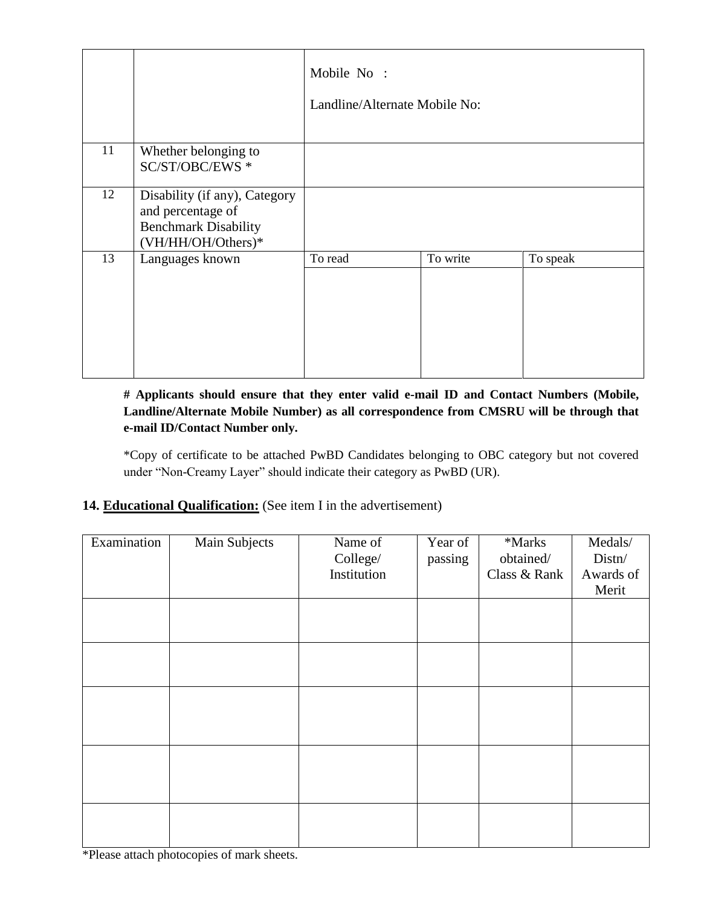| | | | | |
|---|---|---|---|---|
| | | Mobile No : <br> Landline/Alternate Mobile No: | | |
| 11 | Whether belonging to SC/ST/OBC/EWS * | | | |
| 12 | Disability (if any), Category and percentage of Benchmark Disability (VH/HH/OH/Others)* | | | |
| 13 | Languages known | To read | To write | To speak |
| | | | | |

**# Applicants should ensure that they enter valid e-mail ID and Contact Numbers (Mobile, Landline/Alternate Mobile Number) as all correspondence from CMSRU will be through that e-mail ID/Contact Number only.**

*Copy of certificate to be attached PwBD Candidates belonging to OBC category but not covered under "Non-Creamy Layer" should indicate their category as PwBD (UR).

**14. Educational Qualification:** (See item I in the advertisement)

| Examination | Main Subjects | Name of College/ Institution | Year of passing | *Marks obtained/ Class & Rank | Medals/ Distn/ Awards of Merit |
|---|---|---|---|---|---|
| | | | | | |
| | | | | | |
| | | | | | |
| | | | | | |
| | | | | | |

*Please attach photocopies of mark sheets.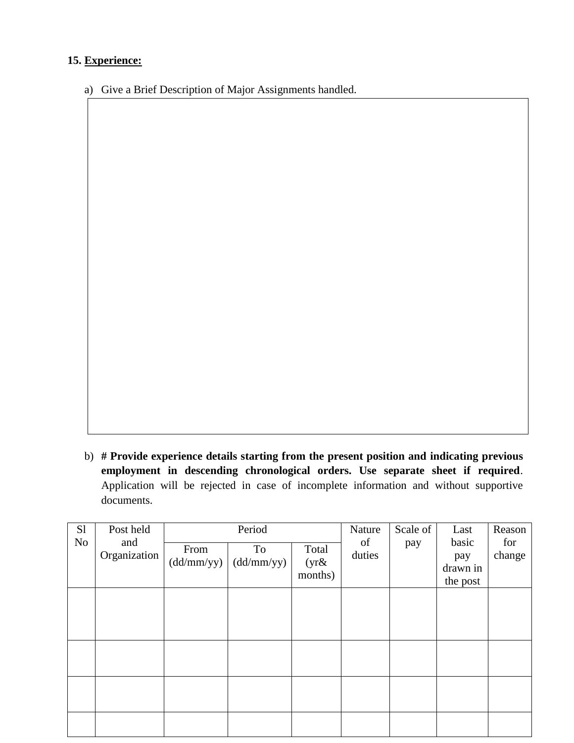**15. Experience:**

a) Give a Brief Description of Major Assignments handled.

b) **# Provide experience details starting from the present position and indicating previous employment in descending chronological orders. Use separate sheet if required**. Application will be rejected in case of incomplete information and without supportive documents.

| Sl No | Post held and Organization | Period | | | Nature of duties | Scale of pay | Last basic pay drawn in the post | Reason for change |
|---|---|---|---|---|---|---|---|---|
| | | From (dd/mm/yy) | To (dd/mm/yy) | Total (yr& months) | | | | |
| | | | | | | | | |
| | | | | | | | | |
| | | | | | | | | |
| | | | | | | | | |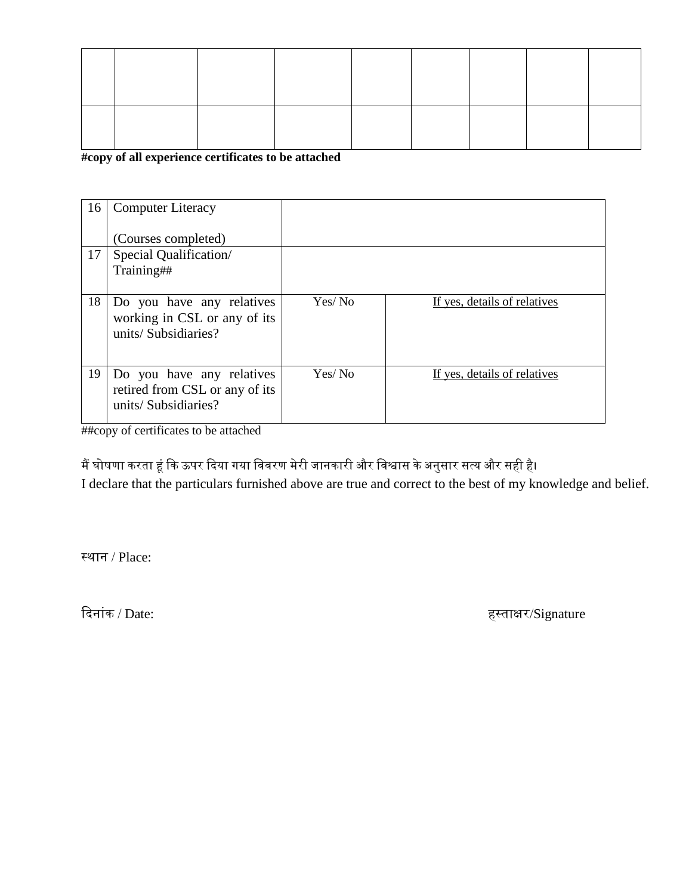| | | | | | | | | |
|---|---|---|---|---|---|---|---|---|
| | | | | | | | | |
| | | | | | | | | |

**#copy of all experience certificates to be attached**

| | | | |
|---|---|---|---|
| 16 | Computer Literacy<br><br>(Courses completed) | | |
| 17 | Special Qualification/ Training## | | |
| 18 | Do you have any relatives working in CSL or any of its units/ Subsidiaries? | Yes/ No | <u>If yes, details of relatives</u> |
| 19 | Do you have any relatives retired from CSL or any of its units/ Subsidiaries? | Yes/ No | <u>If yes, details of relatives</u> |

##copy of certificates to be attached

मैं घोषणा करता हूं कि ऊपर दिया गया विवरण मेरी जानकारी और विश्वास के अनुसार सत्य और सही है।
I declare that the particulars furnished above are true and correct to the best of my knowledge and belief.

स्थान / Place:

दिनांक / Date: हस्ताक्षर/Signature